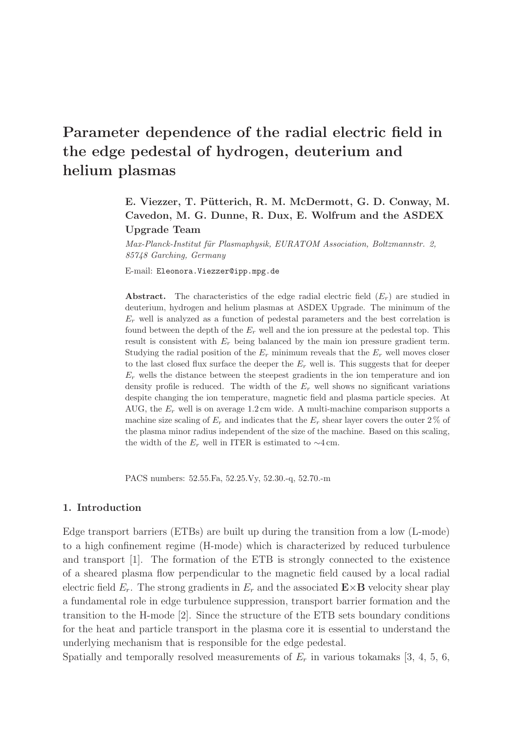# Parameter dependence of the radial electric field in the edge pedestal of hydrogen, deuterium and helium plasmas

**E. Viezzer, T. Pütterich, R. M. McDermott, G. D. Conway, M. Cavedon, M. G. Dunne, R. Dux, E. Wolfrum and the ASDEX Upgrade Team**

*Max-Planck-Institut für Plasmaphysik, EURATOM Association, Boltzmannstr. 2, 85748 Garching, Germany*

E-mail: `Eleonora.Viezzer@ipp.mpg.de`

**Abstract.** The characteristics of the edge radial electric field ($E_r$) are studied in deuterium, hydrogen and helium plasmas at ASDEX Upgrade. The minimum of the $E_r$ well is analyzed as a function of pedestal parameters and the best correlation is found between the depth of the $E_r$ well and the ion pressure at the pedestal top. This result is consistent with $E_r$ being balanced by the main ion pressure gradient term. Studying the radial position of the $E_r$ minimum reveals that the $E_r$ well moves closer to the last closed flux surface the deeper the $E_r$ well is. This suggests that for deeper $E_r$ wells the distance between the steepest gradients in the ion temperature and ion density profile is reduced. The width of the $E_r$ well shows no significant variations despite changing the ion temperature, magnetic field and plasma particle species. At AUG, the $E_r$ well is on average 1.2 cm wide. A multi-machine comparison supports a machine size scaling of $E_r$ and indicates that the $E_r$ shear layer covers the outer 2 % of the plasma minor radius independent of the size of the machine. Based on this scaling, the width of the $E_r$ well in ITER is estimated to ∼4 cm.

PACS numbers: 52.55.Fa, 52.25.Vy, 52.30.-q, 52.70.-m

## 1. Introduction

Edge transport barriers (ETBs) are built up during the transition from a low (L-mode) to a high confinement regime (H-mode) which is characterized by reduced turbulence and transport [1]. The formation of the ETB is strongly connected to the existence of a sheared plasma flow perpendicular to the magnetic field caused by a local radial electric field $E_r$. The strong gradients in $E_r$ and the associated $\mathbf{E}\times\mathbf{B}$ velocity shear play a fundamental role in edge turbulence suppression, transport barrier formation and the transition to the H-mode [2]. Since the structure of the ETB sets boundary conditions for the heat and particle transport in the plasma core it is essential to understand the underlying mechanism that is responsible for the edge pedestal.

Spatially and temporally resolved measurements of $E_r$ in various tokamaks [3, 4, 5, 6,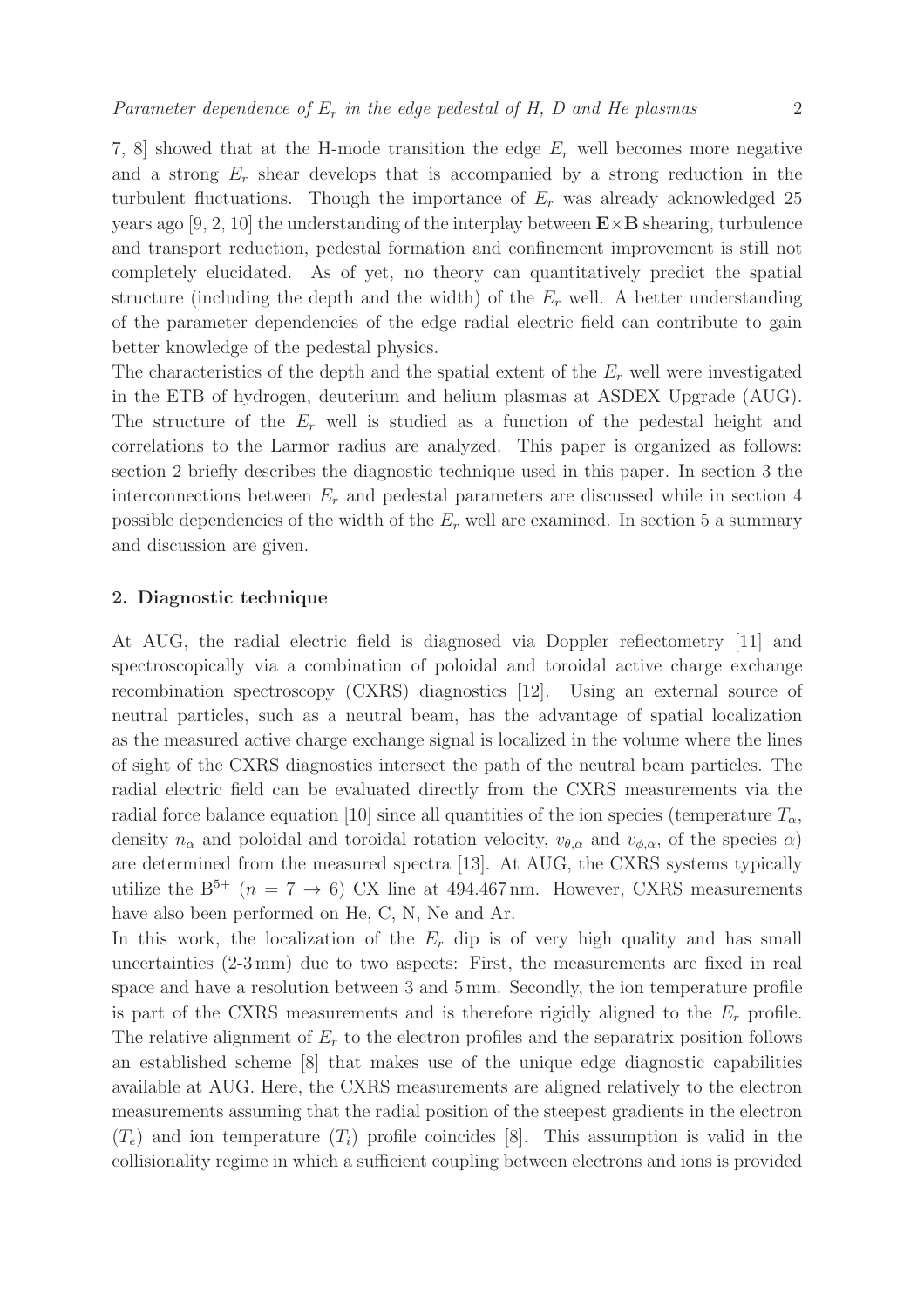7, 8] showed that at the H-mode transition the edge $E_r$ well becomes more negative and a strong $E_r$ shear develops that is accompanied by a strong reduction in the turbulent fluctuations. Though the importance of $E_r$ was already acknowledged 25 years ago [9, 2, 10] the understanding of the interplay between $\mathbf{E}\times\mathbf{B}$ shearing, turbulence and transport reduction, pedestal formation and confinement improvement is still not completely elucidated. As of yet, no theory can quantitatively predict the spatial structure (including the depth and the width) of the $E_r$ well. A better understanding of the parameter dependencies of the edge radial electric field can contribute to gain better knowledge of the pedestal physics.

The characteristics of the depth and the spatial extent of the $E_r$ well were investigated in the ETB of hydrogen, deuterium and helium plasmas at ASDEX Upgrade (AUG). The structure of the $E_r$ well is studied as a function of the pedestal height and correlations to the Larmor radius are analyzed. This paper is organized as follows: section 2 briefly describes the diagnostic technique used in this paper. In section 3 the interconnections between $E_r$ and pedestal parameters are discussed while in section 4 possible dependencies of the width of the $E_r$ well are examined. In section 5 a summary and discussion are given.

## 2. Diagnostic technique

At AUG, the radial electric field is diagnosed via Doppler reflectometry [11] and spectroscopically via a combination of poloidal and toroidal active charge exchange recombination spectroscopy (CXRS) diagnostics [12]. Using an external source of neutral particles, such as a neutral beam, has the advantage of spatial localization as the measured active charge exchange signal is localized in the volume where the lines of sight of the CXRS diagnostics intersect the path of the neutral beam particles. The radial electric field can be evaluated directly from the CXRS measurements via the radial force balance equation [10] since all quantities of the ion species (temperature $T_\alpha$, density $n_\alpha$ and poloidal and toroidal rotation velocity, $v_{\theta,\alpha}$ and $v_{\phi,\alpha}$, of the species $\alpha$) are determined from the measured spectra [13]. At AUG, the CXRS systems typically utilize the $B^{5+}$ ($n = 7 \rightarrow 6$) CX line at 494.467 nm. However, CXRS measurements have also been performed on He, C, N, Ne and Ar.

In this work, the localization of the $E_r$ dip is of very high quality and has small uncertainties (2-3 mm) due to two aspects: First, the measurements are fixed in real space and have a resolution between 3 and 5 mm. Secondly, the ion temperature profile is part of the CXRS measurements and is therefore rigidly aligned to the $E_r$ profile. The relative alignment of $E_r$ to the electron profiles and the separatrix position follows an established scheme [8] that makes use of the unique edge diagnostic capabilities available at AUG. Here, the CXRS measurements are aligned relatively to the electron measurements assuming that the radial position of the steepest gradients in the electron ($T_e$) and ion temperature ($T_i$) profile coincides [8]. This assumption is valid in the collisionality regime in which a sufficient coupling between electrons and ions is provided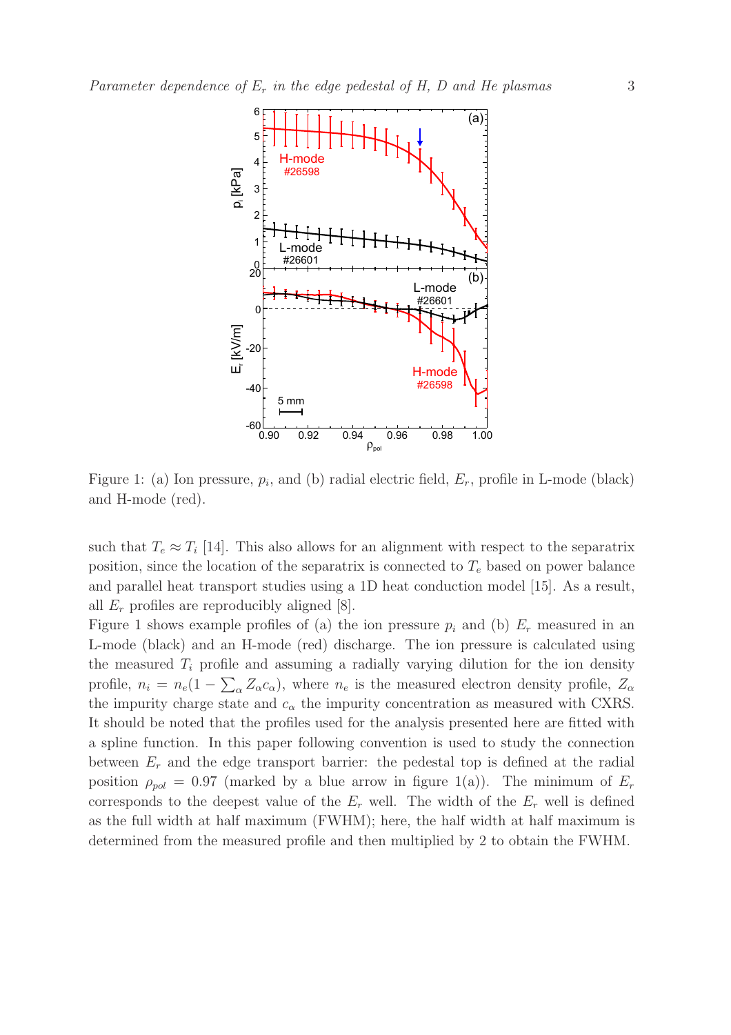Figure 1: (a) Ion pressure, $p_i$, and (b) radial electric field, $E_r$, profile in L-mode (black) and H-mode (red).

such that $T_e \approx T_i$ [14]. This also allows for an alignment with respect to the separatrix position, since the location of the separatrix is connected to $T_e$ based on power balance and parallel heat transport studies using a 1D heat conduction model [15]. As a result, all $E_r$ profiles are reproducibly aligned [8].

Figure 1 shows example profiles of (a) the ion pressure $p_i$ and (b) $E_r$ measured in an L-mode (black) and an H-mode (red) discharge. The ion pressure is calculated using the measured $T_i$ profile and assuming a radially varying dilution for the ion density profile, $n_i = n_e(1 - \sum_\alpha Z_\alpha c_\alpha)$, where $n_e$ is the measured electron density profile, $Z_\alpha$ the impurity charge state and $c_\alpha$ the impurity concentration as measured with CXRS. It should be noted that the profiles used for the analysis presented here are fitted with a spline function. In this paper following convention is used to study the connection between $E_r$ and the edge transport barrier: the pedestal top is defined at the radial position $\rho_{pol} = 0.97$ (marked by a blue arrow in figure 1(a)). The minimum of $E_r$ corresponds to the deepest value of the $E_r$ well. The width of the $E_r$ well is defined as the full width at half maximum (FWHM); here, the half width at half maximum is determined from the measured profile and then multiplied by 2 to obtain the FWHM.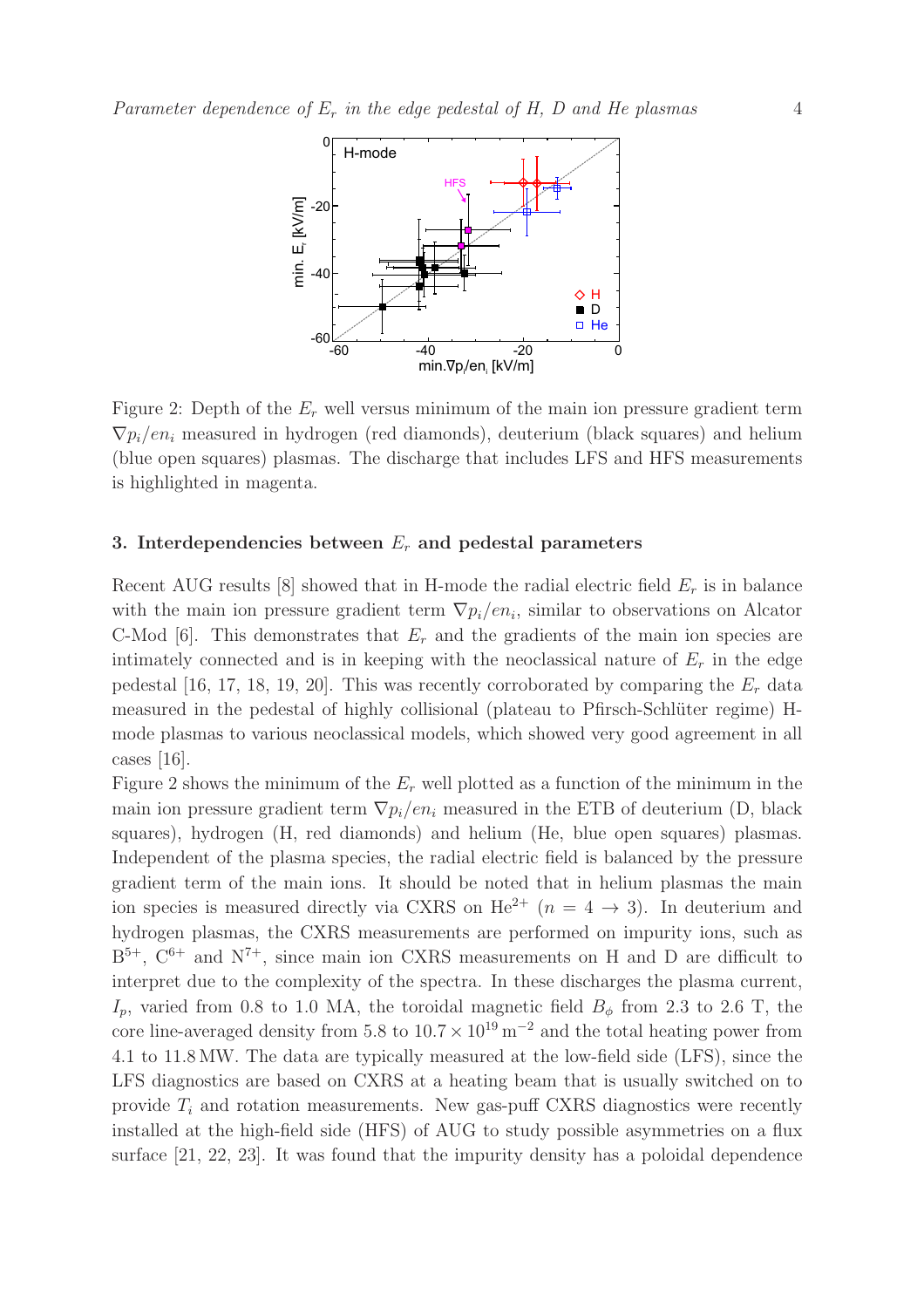Figure 2: Depth of the $E_r$ well versus minimum of the main ion pressure gradient term $\nabla p_i/en_i$ measured in hydrogen (red diamonds), deuterium (black squares) and helium (blue open squares) plasmas. The discharge that includes LFS and HFS measurements is highlighted in magenta.

## 3. Interdependencies between $E_r$ and pedestal parameters

Recent AUG results [8] showed that in H-mode the radial electric field $E_r$ is in balance with the main ion pressure gradient term $\nabla p_i/en_i$, similar to observations on Alcator C-Mod [6]. This demonstrates that $E_r$ and the gradients of the main ion species are intimately connected and is in keeping with the neoclassical nature of $E_r$ in the edge pedestal [16, 17, 18, 19, 20]. This was recently corroborated by comparing the $E_r$ data measured in the pedestal of highly collisional (plateau to Pfirsch-Schlüter regime) H-mode plasmas to various neoclassical models, which showed very good agreement in all cases [16].

Figure 2 shows the minimum of the $E_r$ well plotted as a function of the minimum in the main ion pressure gradient term $\nabla p_i/en_i$ measured in the ETB of deuterium (D, black squares), hydrogen (H, red diamonds) and helium (He, blue open squares) plasmas. Independent of the plasma species, the radial electric field is balanced by the pressure gradient term of the main ions. It should be noted that in helium plasmas the main ion species is measured directly via CXRS on $He^{2+}$ ($n = 4 \rightarrow 3$). In deuterium and hydrogen plasmas, the CXRS measurements are performed on impurity ions, such as $B^{5+}$, $C^{6+}$ and $N^{7+}$, since main ion CXRS measurements on H and D are difficult to interpret due to the complexity of the spectra. In these discharges the plasma current, $I_p$, varied from 0.8 to 1.0 MA, the toroidal magnetic field $B_\phi$ from 2.3 to 2.6 T, the core line-averaged density from 5.8 to $10.7 \times 10^{19}\,\mathrm{m}^{-2}$ and the total heating power from 4.1 to 11.8 MW. The data are typically measured at the low-field side (LFS), since the LFS diagnostics are based on CXRS at a heating beam that is usually switched on to provide $T_i$ and rotation measurements. New gas-puff CXRS diagnostics were recently installed at the high-field side (HFS) of AUG to study possible asymmetries on a flux surface [21, 22, 23]. It was found that the impurity density has a poloidal dependence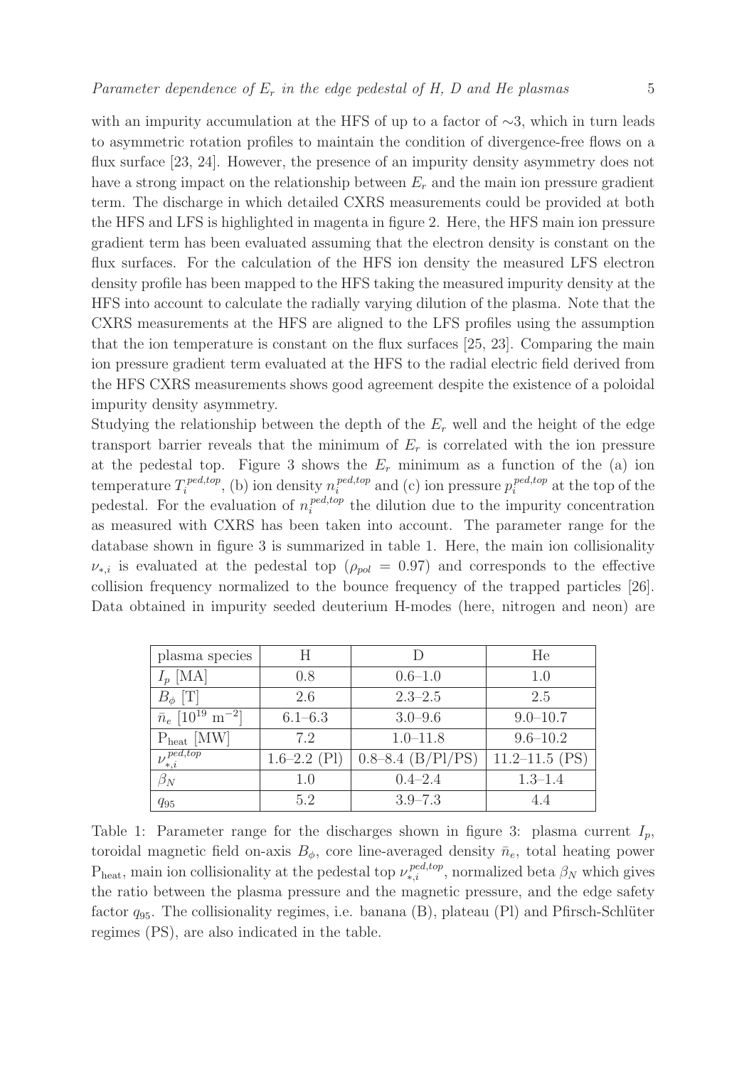with an impurity accumulation at the HFS of up to a factor of ∼3, which in turn leads to asymmetric rotation profiles to maintain the condition of divergence-free flows on a flux surface [23, 24]. However, the presence of an impurity density asymmetry does not have a strong impact on the relationship between $E_r$ and the main ion pressure gradient term. The discharge in which detailed CXRS measurements could be provided at both the HFS and LFS is highlighted in magenta in figure 2. Here, the HFS main ion pressure gradient term has been evaluated assuming that the electron density is constant on the flux surfaces. For the calculation of the HFS ion density the measured LFS electron density profile has been mapped to the HFS taking the measured impurity density at the HFS into account to calculate the radially varying dilution of the plasma. Note that the CXRS measurements at the HFS are aligned to the LFS profiles using the assumption that the ion temperature is constant on the flux surfaces [25, 23]. Comparing the main ion pressure gradient term evaluated at the HFS to the radial electric field derived from the HFS CXRS measurements shows good agreement despite the existence of a poloidal impurity density asymmetry.

Studying the relationship between the depth of the $E_r$ well and the height of the edge transport barrier reveals that the minimum of $E_r$ is correlated with the ion pressure at the pedestal top. Figure 3 shows the $E_r$ minimum as a function of the (a) ion temperature $T_i^{ped,top}$, (b) ion density $n_i^{ped,top}$ and (c) ion pressure $p_i^{ped,top}$ at the top of the pedestal. For the evaluation of $n_i^{ped,top}$ the dilution due to the impurity concentration as measured with CXRS has been taken into account. The parameter range for the database shown in figure 3 is summarized in table 1. Here, the main ion collisionality $\nu_{*,i}$ is evaluated at the pedestal top ($\rho_{pol} = 0.97$) and corresponds to the effective collision frequency normalized to the bounce frequency of the trapped particles [26]. Data obtained in impurity seeded deuterium H-modes (here, nitrogen and neon) are

| plasma species | H | D | He |
|---|---|---|---|
| $I_p$ [MA] | 0.8 | 0.6–1.0 | 1.0 |
| $B_\phi$ [T] | 2.6 | 2.3–2.5 | 2.5 |
| $\bar{n}_e$ [$10^{19}$ m$^{-2}$] | 6.1–6.3 | 3.0–9.6 | 9.0–10.7 |
| $\mathrm{P_{heat}}$ [MW] | 7.2 | 1.0–11.8 | 9.6–10.2 |
| $\nu_{*,i}^{ped,top}$ | 1.6–2.2 (Pl) | 0.8–8.4 (B/Pl/PS) | 11.2–11.5 (PS) |
| $\beta_N$ | 1.0 | 0.4–2.4 | 1.3–1.4 |
| $q_{95}$ | 5.2 | 3.9–7.3 | 4.4 |

Table 1: Parameter range for the discharges shown in figure 3: plasma current $I_p$, toroidal magnetic field on-axis $B_\phi$, core line-averaged density $\bar{n}_e$, total heating power $\mathrm{P_{heat}}$, main ion collisionality at the pedestal top $\nu_{*,i}^{ped,top}$, normalized beta $\beta_N$ which gives the ratio between the plasma pressure and the magnetic pressure, and the edge safety factor $q_{95}$. The collisionality regimes, i.e. banana (B), plateau (Pl) and Pfirsch-Schlüter regimes (PS), are also indicated in the table.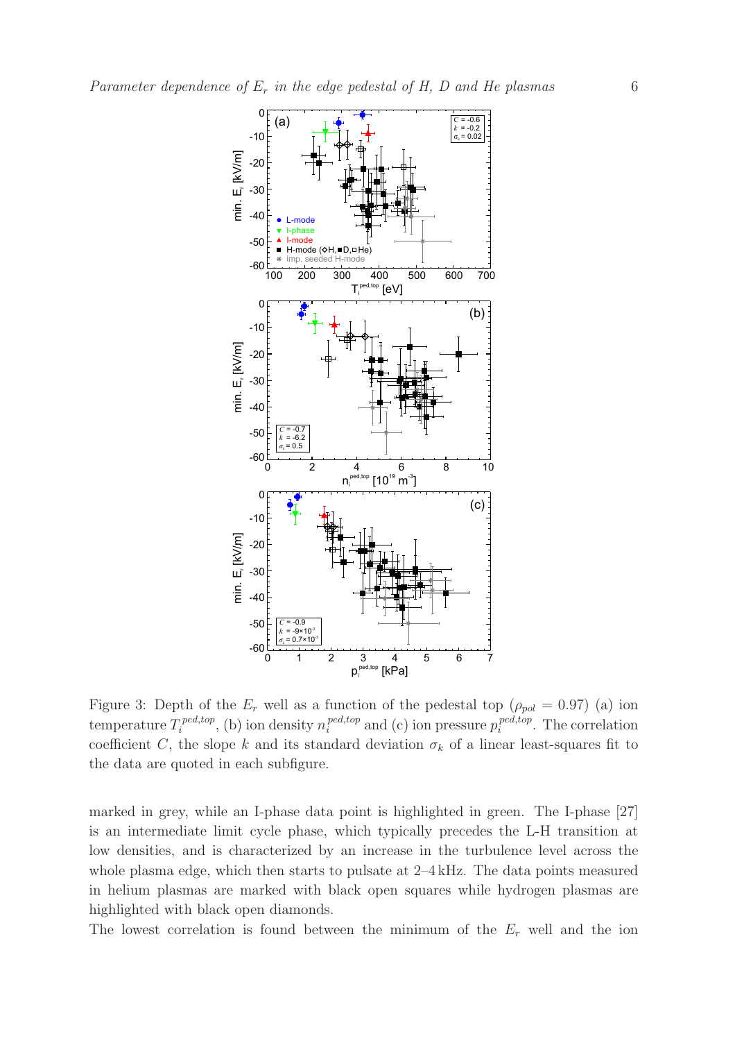Figure 3: Depth of the $E_r$ well as a function of the pedestal top ($\rho_{pol} = 0.97$) (a) ion temperature $T_i^{ped,top}$, (b) ion density $n_i^{ped,top}$ and (c) ion pressure $p_i^{ped,top}$. The correlation coefficient $C$, the slope $k$ and its standard deviation $\sigma_k$ of a linear least-squares fit to the data are quoted in each subfigure.

marked in grey, while an I-phase data point is highlighted in green. The I-phase [27] is an intermediate limit cycle phase, which typically precedes the L-H transition at low densities, and is characterized by an increase in the turbulence level across the whole plasma edge, which then starts to pulsate at 2–4 kHz. The data points measured in helium plasmas are marked with black open squares while hydrogen plasmas are highlighted with black open diamonds.

The lowest correlation is found between the minimum of the $E_r$ well and the ion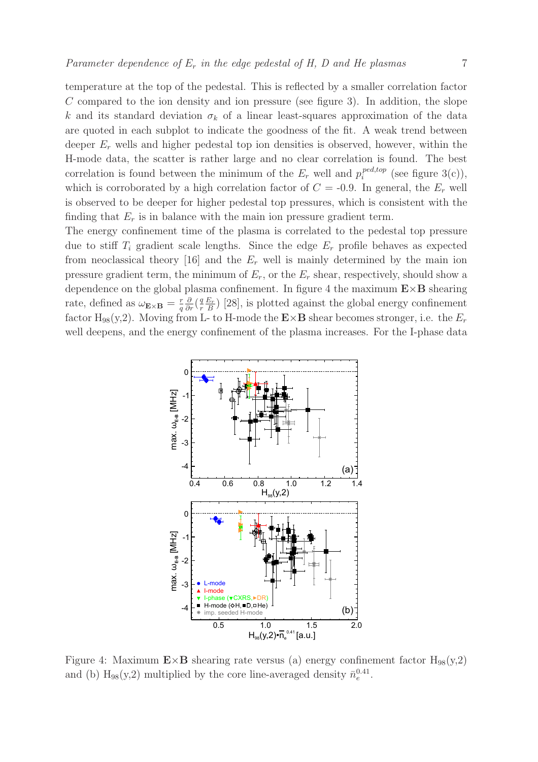temperature at the top of the pedestal. This is reflected by a smaller correlation factor $C$ compared to the ion density and ion pressure (see figure 3). In addition, the slope $k$ and its standard deviation $\sigma_k$ of a linear least-squares approximation of the data are quoted in each subplot to indicate the goodness of the fit. A weak trend between deeper $E_r$ wells and higher pedestal top ion densities is observed, however, within the H-mode data, the scatter is rather large and no clear correlation is found. The best correlation is found between the minimum of the $E_r$ well and $p_i^{ped,top}$ (see figure 3(c)), which is corroborated by a high correlation factor of $C$ = -0.9. In general, the $E_r$ well is observed to be deeper for higher pedestal top pressures, which is consistent with the finding that $E_r$ is in balance with the main ion pressure gradient term.

The energy confinement time of the plasma is correlated to the pedestal top pressure due to stiff $T_i$ gradient scale lengths. Since the edge $E_r$ profile behaves as expected from neoclassical theory [16] and the $E_r$ well is mainly determined by the main ion pressure gradient term, the minimum of $E_r$, or the $E_r$ shear, respectively, should show a dependence on the global plasma confinement. In figure 4 the maximum $\mathbf{E}\times\mathbf{B}$ shearing rate, defined as $\omega_{\mathbf{E}\times\mathbf{B}} = \frac{r}{q}\frac{\partial}{\partial r}(\frac{q}{r}\frac{E_r}{B})$ [28], is plotted against the global energy confinement factor $\mathrm{H}_{98}$(y,2). Moving from L- to H-mode the $\mathbf{E}\times\mathbf{B}$ shear becomes stronger, i.e. the $E_r$ well deepens, and the energy confinement of the plasma increases. For the I-phase data

Figure 4: Maximum $\mathbf{E}\times\mathbf{B}$ shearing rate versus (a) energy confinement factor $\mathrm{H}_{98}$(y,2) and (b) $\mathrm{H}_{98}$(y,2) multiplied by the core line-averaged density $\bar{n}_e^{0.41}$.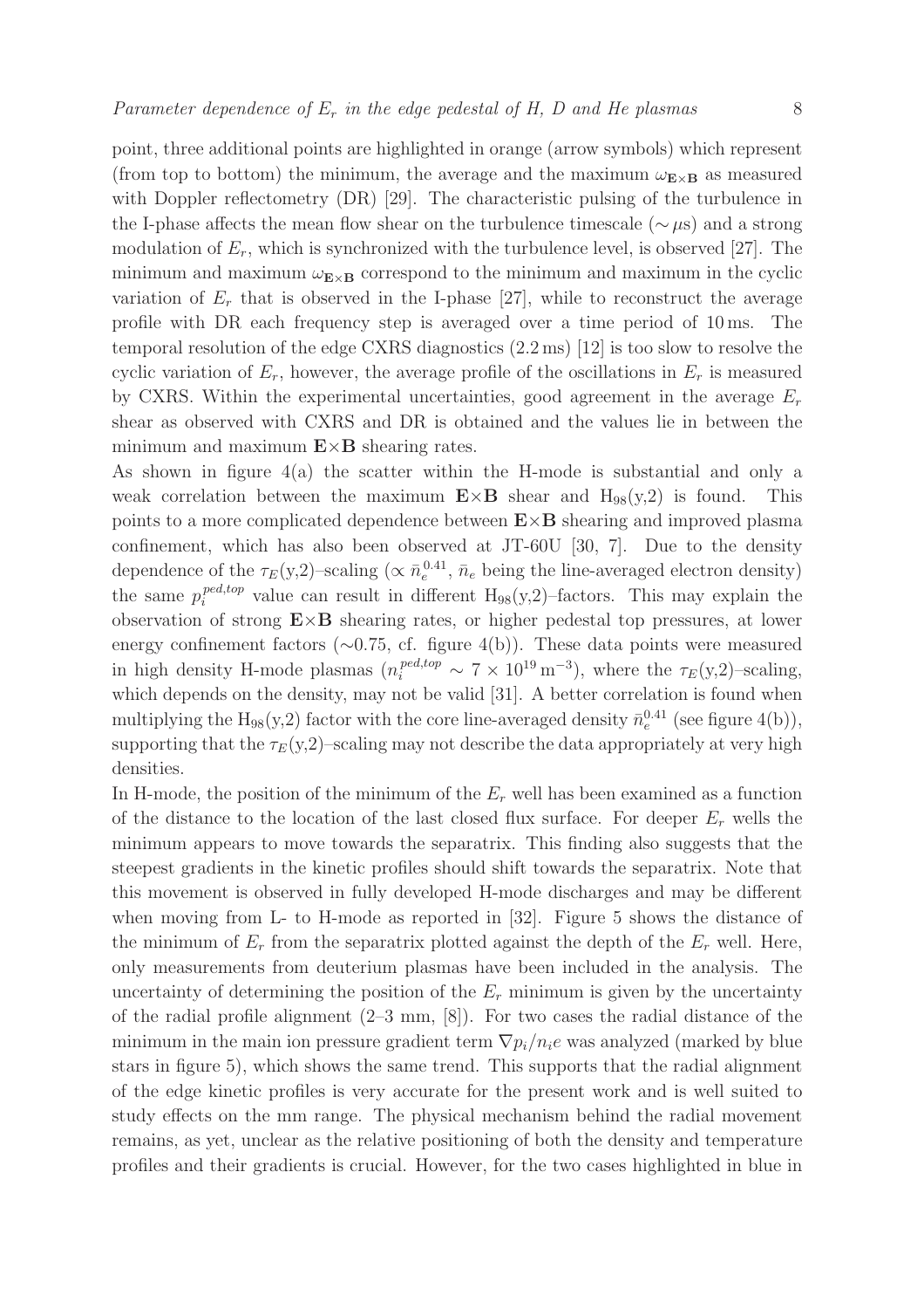point, three additional points are highlighted in orange (arrow symbols) which represent (from top to bottom) the minimum, the average and the maximum $\omega_{\mathbf{E}\times\mathbf{B}}$ as measured with Doppler reflectometry (DR) [29]. The characteristic pulsing of the turbulence in the I-phase affects the mean flow shear on the turbulence timescale ($\sim\mu$s) and a strong modulation of $E_r$, which is synchronized with the turbulence level, is observed [27]. The minimum and maximum $\omega_{\mathbf{E}\times\mathbf{B}}$ correspond to the minimum and maximum in the cyclic variation of $E_r$ that is observed in the I-phase [27], while to reconstruct the average profile with DR each frequency step is averaged over a time period of 10 ms. The temporal resolution of the edge CXRS diagnostics (2.2 ms) [12] is too slow to resolve the cyclic variation of $E_r$, however, the average profile of the oscillations in $E_r$ is measured by CXRS. Within the experimental uncertainties, good agreement in the average $E_r$ shear as observed with CXRS and DR is obtained and the values lie in between the minimum and maximum $\mathbf{E}\times\mathbf{B}$ shearing rates.

As shown in figure 4(a) the scatter within the H-mode is substantial and only a weak correlation between the maximum $\mathbf{E}\times\mathbf{B}$ shear and $H_{98}(y,2)$ is found. This points to a more complicated dependence between $\mathbf{E}\times\mathbf{B}$ shearing and improved plasma confinement, which has also been observed at JT-60U [30, 7]. Due to the density dependence of the $\tau_E(y,2)$–scaling ($\propto \bar{n}_e^{0.41}$, $\bar{n}_e$ being the line-averaged electron density) the same $p_i^{ped,top}$ value can result in different $H_{98}(y,2)$–factors. This may explain the observation of strong $\mathbf{E}\times\mathbf{B}$ shearing rates, or higher pedestal top pressures, at lower energy confinement factors ($\sim$0.75, cf. figure 4(b)). These data points were measured in high density H-mode plasmas ($n_i^{ped,top} \sim 7\times10^{19}\,\mathrm{m}^{-3}$), where the $\tau_E(y,2)$–scaling, which depends on the density, may not be valid [31]. A better correlation is found when multiplying the $H_{98}(y,2)$ factor with the core line-averaged density $\bar{n}_e^{0.41}$ (see figure 4(b)), supporting that the $\tau_E(y,2)$–scaling may not describe the data appropriately at very high densities.

In H-mode, the position of the minimum of the $E_r$ well has been examined as a function of the distance to the location of the last closed flux surface. For deeper $E_r$ wells the minimum appears to move towards the separatrix. This finding also suggests that the steepest gradients in the kinetic profiles should shift towards the separatrix. Note that this movement is observed in fully developed H-mode discharges and may be different when moving from L- to H-mode as reported in [32]. Figure 5 shows the distance of the minimum of $E_r$ from the separatrix plotted against the depth of the $E_r$ well. Here, only measurements from deuterium plasmas have been included in the analysis. The uncertainty of determining the position of the $E_r$ minimum is given by the uncertainty of the radial profile alignment (2–3 mm, [8]). For two cases the radial distance of the minimum in the main ion pressure gradient term $\nabla p_i/n_i e$ was analyzed (marked by blue stars in figure 5), which shows the same trend. This supports that the radial alignment of the edge kinetic profiles is very accurate for the present work and is well suited to study effects on the mm range. The physical mechanism behind the radial movement remains, as yet, unclear as the relative positioning of both the density and temperature profiles and their gradients is crucial. However, for the two cases highlighted in blue in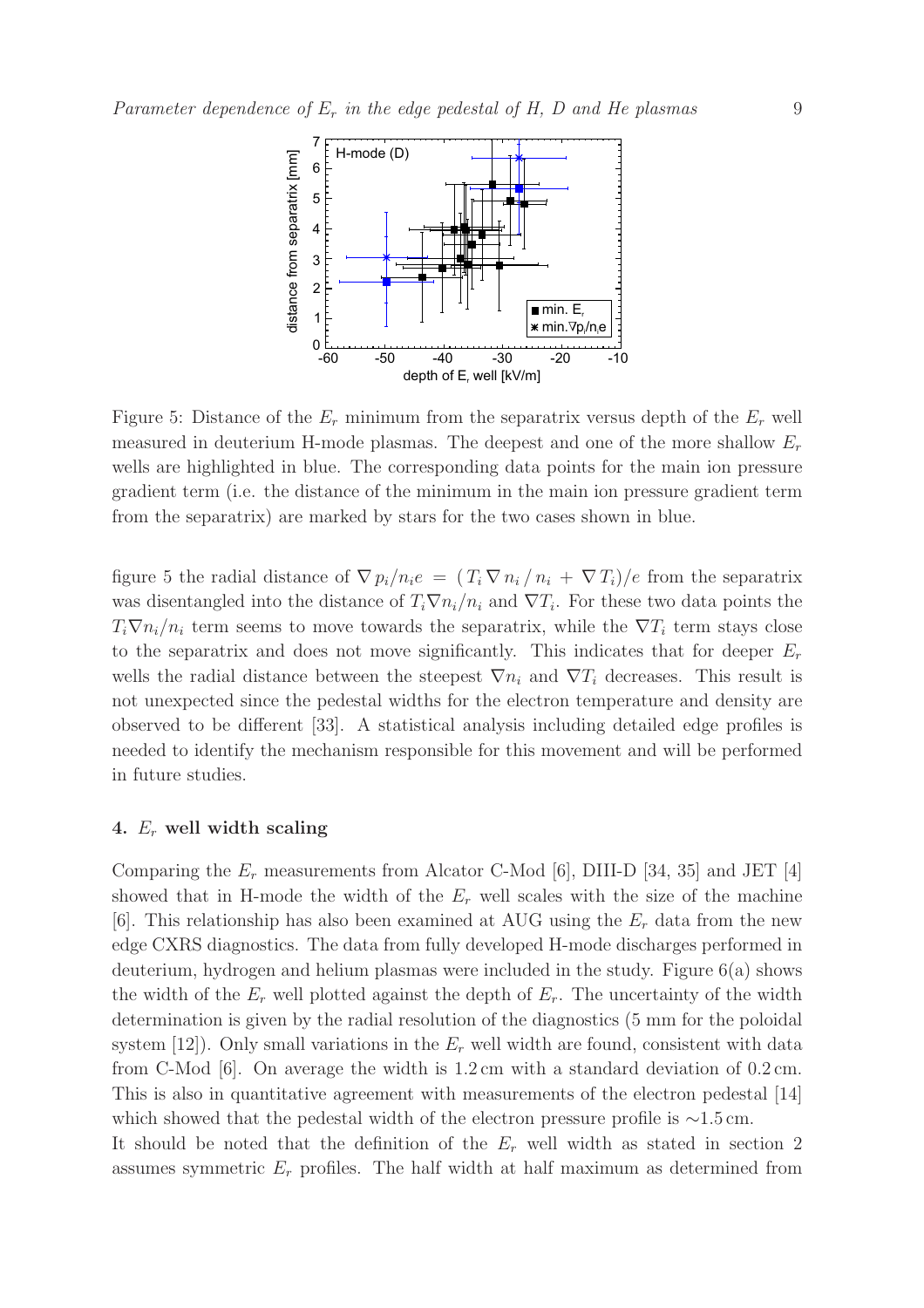Figure 5: Distance of the $E_r$ minimum from the separatrix versus depth of the $E_r$ well measured in deuterium H-mode plasmas. The deepest and one of the more shallow $E_r$ wells are highlighted in blue. The corresponding data points for the main ion pressure gradient term (i.e. the distance of the minimum in the main ion pressure gradient term from the separatrix) are marked by stars for the two cases shown in blue.

figure 5 the radial distance of $\nabla p_i/n_i e = (T_i \nabla n_i / n_i + \nabla T_i)/e$ from the separatrix was disentangled into the distance of $T_i \nabla n_i/n_i$ and $\nabla T_i$. For these two data points the $T_i \nabla n_i/n_i$ term seems to move towards the separatrix, while the $\nabla T_i$ term stays close to the separatrix and does not move significantly. This indicates that for deeper $E_r$ wells the radial distance between the steepest $\nabla n_i$ and $\nabla T_i$ decreases. This result is not unexpected since the pedestal widths for the electron temperature and density are observed to be different [33]. A statistical analysis including detailed edge profiles is needed to identify the mechanism responsible for this movement and will be performed in future studies.

## 4. $E_r$ well width scaling

Comparing the $E_r$ measurements from Alcator C-Mod [6], DIII-D [34, 35] and JET [4] showed that in H-mode the width of the $E_r$ well scales with the size of the machine [6]. This relationship has also been examined at AUG using the $E_r$ data from the new edge CXRS diagnostics. The data from fully developed H-mode discharges performed in deuterium, hydrogen and helium plasmas were included in the study. Figure 6(a) shows the width of the $E_r$ well plotted against the depth of $E_r$. The uncertainty of the width determination is given by the radial resolution of the diagnostics (5 mm for the poloidal system [12]). Only small variations in the $E_r$ well width are found, consistent with data from C-Mod [6]. On average the width is 1.2 cm with a standard deviation of 0.2 cm. This is also in quantitative agreement with measurements of the electron pedestal [14] which showed that the pedestal width of the electron pressure profile is ∼1.5 cm.

It should be noted that the definition of the $E_r$ well width as stated in section 2 assumes symmetric $E_r$ profiles. The half width at half maximum as determined from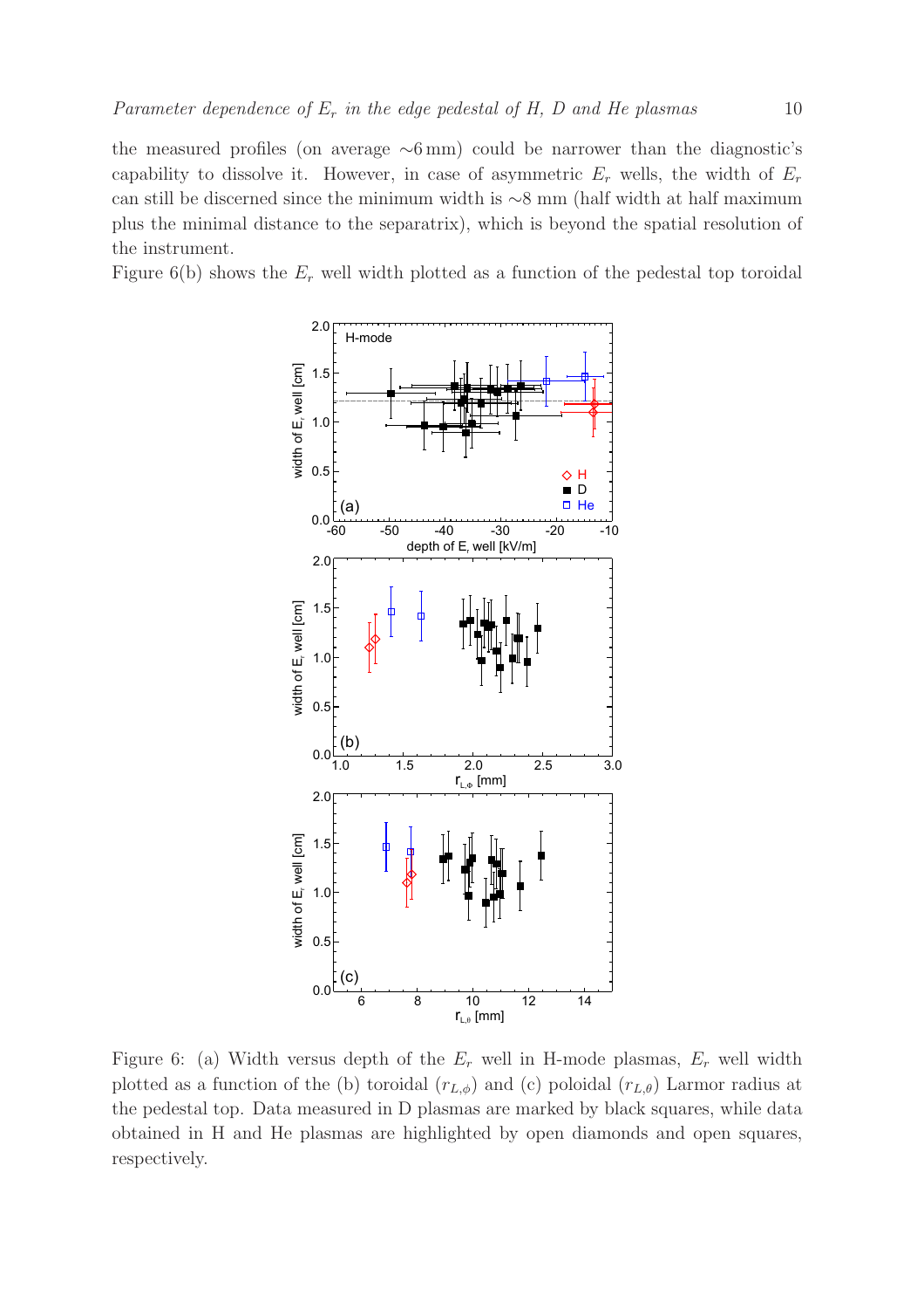the measured profiles (on average ∼6 mm) could be narrower than the diagnostic's capability to dissolve it. However, in case of asymmetric $E_r$ wells, the width of $E_r$ can still be discerned since the minimum width is ∼8 mm (half width at half maximum plus the minimal distance to the separatrix), which is beyond the spatial resolution of the instrument.

Figure 6(b) shows the $E_r$ well width plotted as a function of the pedestal top toroidal

Figure 6: (a) Width versus depth of the $E_r$ well in H-mode plasmas, $E_r$ well width plotted as a function of the (b) toroidal ($r_{L,\phi}$) and (c) poloidal ($r_{L,\theta}$) Larmor radius at the pedestal top. Data measured in D plasmas are marked by black squares, while data obtained in H and He plasmas are highlighted by open diamonds and open squares, respectively.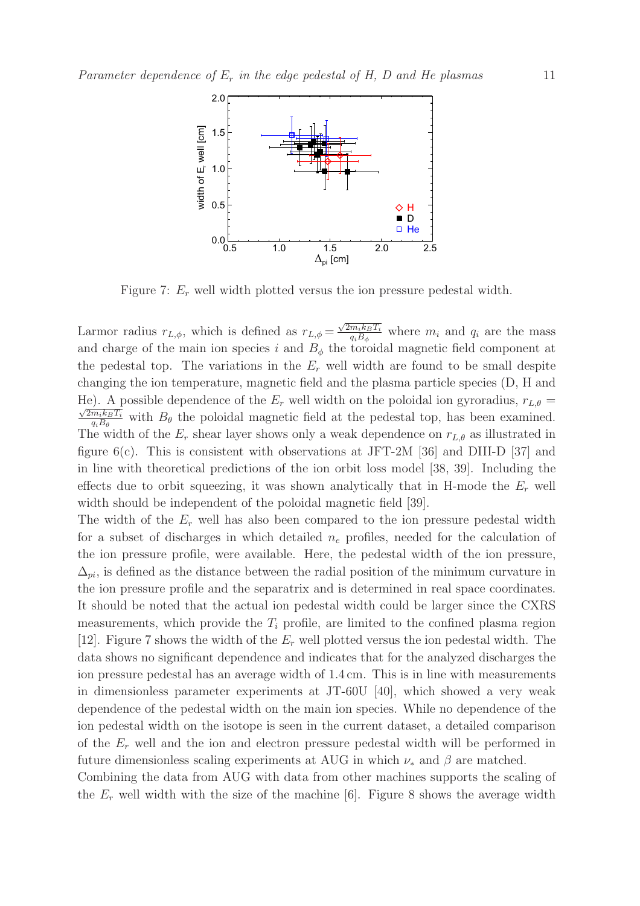Figure 7: $E_r$ well width plotted versus the ion pressure pedestal width.

Larmor radius $r_{L,\phi}$, which is defined as $r_{L,\phi} = \frac{\sqrt{2 m_i k_B T_i}}{q_i B_\phi}$ where $m_i$ and $q_i$ are the mass and charge of the main ion species $i$ and $B_\phi$ the toroidal magnetic field component at the pedestal top. The variations in the $E_r$ well width are found to be small despite changing the ion temperature, magnetic field and the plasma particle species (D, H and He). A possible dependence of the $E_r$ well width on the poloidal ion gyroradius, $r_{L,\theta} = \frac{\sqrt{2 m_i k_B T_i}}{q_i B_\theta}$ with $B_\theta$ the poloidal magnetic field at the pedestal top, has been examined. The width of the $E_r$ shear layer shows only a weak dependence on $r_{L,\theta}$ as illustrated in figure 6(c). This is consistent with observations at JFT-2M [36] and DIII-D [37] and in line with theoretical predictions of the ion orbit loss model [38, 39]. Including the effects due to orbit squeezing, it was shown analytically that in H-mode the $E_r$ well width should be independent of the poloidal magnetic field [39].

The width of the $E_r$ well has also been compared to the ion pressure pedestal width for a subset of discharges in which detailed $n_e$ profiles, needed for the calculation of the ion pressure profile, were available. Here, the pedestal width of the ion pressure, $\Delta_{pi}$, is defined as the distance between the radial position of the minimum curvature in the ion pressure profile and the separatrix and is determined in real space coordinates. It should be noted that the actual ion pedestal width could be larger since the CXRS measurements, which provide the $T_i$ profile, are limited to the confined plasma region [12]. Figure 7 shows the width of the $E_r$ well plotted versus the ion pedestal width. The data shows no significant dependence and indicates that for the analyzed discharges the ion pressure pedestal has an average width of 1.4 cm. This is in line with measurements in dimensionless parameter experiments at JT-60U [40], which showed a very weak dependence of the pedestal width on the main ion species. While no dependence of the ion pedestal width on the isotope is seen in the current dataset, a detailed comparison of the $E_r$ well and the ion and electron pressure pedestal width will be performed in future dimensionless scaling experiments at AUG in which $\nu_*$ and $\beta$ are matched.

Combining the data from AUG with data from other machines supports the scaling of the $E_r$ well width with the size of the machine [6]. Figure 8 shows the average width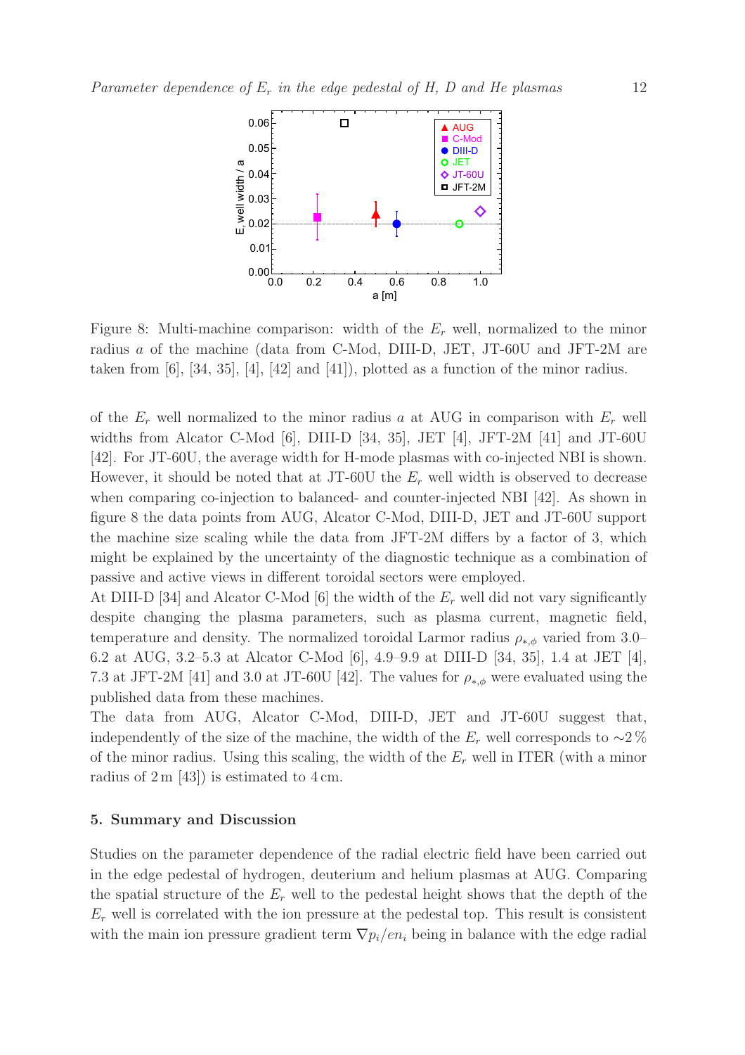Figure 8: Multi-machine comparison: width of the $E_r$ well, normalized to the minor radius $a$ of the machine (data from C-Mod, DIII-D, JET, JT-60U and JFT-2M are taken from [6], [34, 35], [4], [42] and [41]), plotted as a function of the minor radius.

of the $E_r$ well normalized to the minor radius $a$ at AUG in comparison with $E_r$ well widths from Alcator C-Mod [6], DIII-D [34, 35], JET [4], JFT-2M [41] and JT-60U [42]. For JT-60U, the average width for H-mode plasmas with co-injected NBI is shown. However, it should be noted that at JT-60U the $E_r$ well width is observed to decrease when comparing co-injection to balanced- and counter-injected NBI [42]. As shown in figure 8 the data points from AUG, Alcator C-Mod, DIII-D, JET and JT-60U support the machine size scaling while the data from JFT-2M differs by a factor of 3, which might be explained by the uncertainty of the diagnostic technique as a combination of passive and active views in different toroidal sectors were employed.

At DIII-D [34] and Alcator C-Mod [6] the width of the $E_r$ well did not vary significantly despite changing the plasma parameters, such as plasma current, magnetic field, temperature and density. The normalized toroidal Larmor radius $\rho_{*,\phi}$ varied from 3.0–6.2 at AUG, 3.2–5.3 at Alcator C-Mod [6], 4.9–9.9 at DIII-D [34, 35], 1.4 at JET [4], 7.3 at JFT-2M [41] and 3.0 at JT-60U [42]. The values for $\rho_{*,\phi}$ were evaluated using the published data from these machines.

The data from AUG, Alcator C-Mod, DIII-D, JET and JT-60U suggest that, independently of the size of the machine, the width of the $E_r$ well corresponds to $\sim$2 % of the minor radius. Using this scaling, the width of the $E_r$ well in ITER (with a minor radius of 2 m [43]) is estimated to 4 cm.

## 5. Summary and Discussion

Studies on the parameter dependence of the radial electric field have been carried out in the edge pedestal of hydrogen, deuterium and helium plasmas at AUG. Comparing the spatial structure of the $E_r$ well to the pedestal height shows that the depth of the $E_r$ well is correlated with the ion pressure at the pedestal top. This result is consistent with the main ion pressure gradient term $\nabla p_i / en_i$ being in balance with the edge radial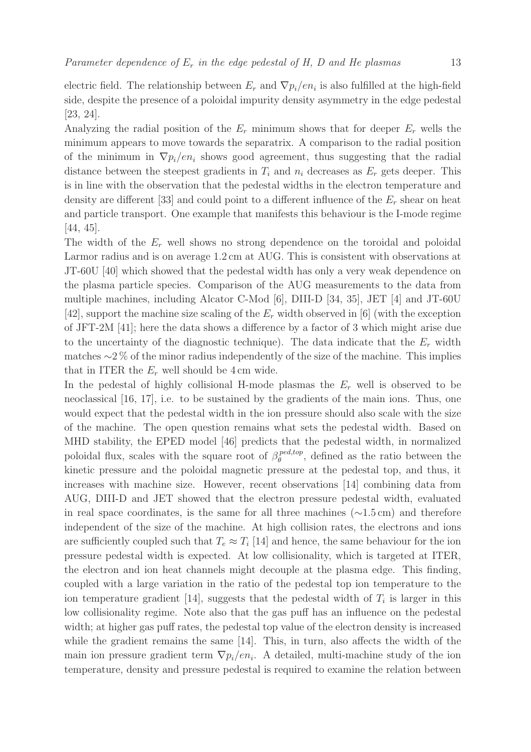electric field. The relationship between $E_r$ and $\nabla p_i/en_i$ is also fulfilled at the high-field side, despite the presence of a poloidal impurity density asymmetry in the edge pedestal [23, 24].

Analyzing the radial position of the $E_r$ minimum shows that for deeper $E_r$ wells the minimum appears to move towards the separatrix. A comparison to the radial position of the minimum in $\nabla p_i/en_i$ shows good agreement, thus suggesting that the radial distance between the steepest gradients in $T_i$ and $n_i$ decreases as $E_r$ gets deeper. This is in line with the observation that the pedestal widths in the electron temperature and density are different [33] and could point to a different influence of the $E_r$ shear on heat and particle transport. One example that manifests this behaviour is the I-mode regime [44, 45].

The width of the $E_r$ well shows no strong dependence on the toroidal and poloidal Larmor radius and is on average 1.2 cm at AUG. This is consistent with observations at JT-60U [40] which showed that the pedestal width has only a very weak dependence on the plasma particle species. Comparison of the AUG measurements to the data from multiple machines, including Alcator C-Mod [6], DIII-D [34, 35], JET [4] and JT-60U [42], support the machine size scaling of the $E_r$ width observed in [6] (with the exception of JFT-2M [41]; here the data shows a difference by a factor of 3 which might arise due to the uncertainty of the diagnostic technique). The data indicate that the $E_r$ width matches $\sim$2 % of the minor radius independently of the size of the machine. This implies that in ITER the $E_r$ well should be 4 cm wide.

In the pedestal of highly collisional H-mode plasmas the $E_r$ well is observed to be neoclassical [16, 17], i.e. to be sustained by the gradients of the main ions. Thus, one would expect that the pedestal width in the ion pressure should also scale with the size of the machine. The open question remains what sets the pedestal width. Based on MHD stability, the EPED model [46] predicts that the pedestal width, in normalized poloidal flux, scales with the square root of $\beta_\theta^{ped,top}$, defined as the ratio between the kinetic pressure and the poloidal magnetic pressure at the pedestal top, and thus, it increases with machine size. However, recent observations [14] combining data from AUG, DIII-D and JET showed that the electron pressure pedestal width, evaluated in real space coordinates, is the same for all three machines ($\sim$1.5 cm) and therefore independent of the size of the machine. At high collision rates, the electrons and ions are sufficiently coupled such that $T_e \approx T_i$ [14] and hence, the same behaviour for the ion pressure pedestal width is expected. At low collisionality, which is targeted at ITER, the electron and ion heat channels might decouple at the plasma edge. This finding, coupled with a large variation in the ratio of the pedestal top ion temperature to the ion temperature gradient [14], suggests that the pedestal width of $T_i$ is larger in this low collisionality regime. Note also that the gas puff has an influence on the pedestal width; at higher gas puff rates, the pedestal top value of the electron density is increased while the gradient remains the same [14]. This, in turn, also affects the width of the main ion pressure gradient term $\nabla p_i/en_i$. A detailed, multi-machine study of the ion temperature, density and pressure pedestal is required to examine the relation between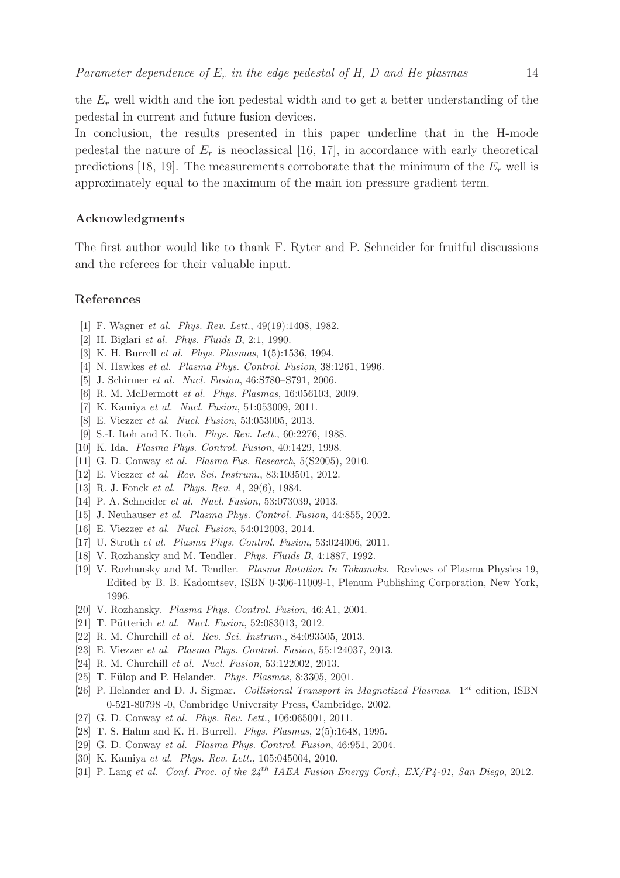the $E_r$ well width and the ion pedestal width and to get a better understanding of the pedestal in current and future fusion devices.

In conclusion, the results presented in this paper underline that in the H-mode pedestal the nature of $E_r$ is neoclassical [16, 17], in accordance with early theoretical predictions [18, 19]. The measurements corroborate that the minimum of the $E_r$ well is approximately equal to the maximum of the main ion pressure gradient term.

## Acknowledgments

The first author would like to thank F. Ryter and P. Schneider for fruitful discussions and the referees for their valuable input.

## References

[1] F. Wagner *et al.* *Phys. Rev. Lett.*, 49(19):1408, 1982.

[2] H. Biglari *et al.* *Phys. Fluids B*, 2:1, 1990.

[3] K. H. Burrell *et al.* *Phys. Plasmas*, 1(5):1536, 1994.

[4] N. Hawkes *et al.* *Plasma Phys. Control. Fusion*, 38:1261, 1996.

[5] J. Schirmer *et al.* *Nucl. Fusion*, 46:S780–S791, 2006.

[6] R. M. McDermott *et al.* *Phys. Plasmas*, 16:056103, 2009.

[7] K. Kamiya *et al.* *Nucl. Fusion*, 51:053009, 2011.

[8] E. Viezzer *et al.* *Nucl. Fusion*, 53:053005, 2013.

[9] S.-I. Itoh and K. Itoh. *Phys. Rev. Lett.*, 60:2276, 1988.

[10] K. Ida. *Plasma Phys. Control. Fusion*, 40:1429, 1998.

[11] G. D. Conway *et al.* *Plasma Fus. Research*, 5(S2005), 2010.

[12] E. Viezzer *et al.* *Rev. Sci. Instrum.*, 83:103501, 2012.

[13] R. J. Fonck *et al.* *Phys. Rev. A*, 29(6), 1984.

[14] P. A. Schneider *et al.* *Nucl. Fusion*, 53:073039, 2013.

[15] J. Neuhauser *et al.* *Plasma Phys. Control. Fusion*, 44:855, 2002.

[16] E. Viezzer *et al.* *Nucl. Fusion*, 54:012003, 2014.

[17] U. Stroth *et al.* *Plasma Phys. Control. Fusion*, 53:024006, 2011.

[18] V. Rozhansky and M. Tendler. *Phys. Fluids B*, 4:1887, 1992.

[19] V. Rozhansky and M. Tendler. *Plasma Rotation In Tokamaks*. Reviews of Plasma Physics 19, Edited by B. B. Kadomtsev, ISBN 0-306-11009-1, Plenum Publishing Corporation, New York, 1996.

[20] V. Rozhansky. *Plasma Phys. Control. Fusion*, 46:A1, 2004.

[21] T. Pütterich *et al.* *Nucl. Fusion*, 52:083013, 2012.

[22] R. M. Churchill *et al.* *Rev. Sci. Instrum.*, 84:093505, 2013.

[23] E. Viezzer *et al.* *Plasma Phys. Control. Fusion*, 55:124037, 2013.

[24] R. M. Churchill *et al.* *Nucl. Fusion*, 53:122002, 2013.

[25] T. Fülop and P. Helander. *Phys. Plasmas*, 8:3305, 2001.

[26] P. Helander and D. J. Sigmar. *Collisional Transport in Magnetized Plasmas*. $1^{st}$ edition, ISBN 0-521-80798 -0, Cambridge University Press, Cambridge, 2002.

[27] G. D. Conway *et al.* *Phys. Rev. Lett.*, 106:065001, 2011.

[28] T. S. Hahm and K. H. Burrell. *Phys. Plasmas*, 2(5):1648, 1995.

[29] G. D. Conway *et al.* *Plasma Phys. Control. Fusion*, 46:951, 2004.

[30] K. Kamiya *et al.* *Phys. Rev. Lett.*, 105:045004, 2010.

[31] P. Lang *et al.* *Conf. Proc. of the $24^{th}$ IAEA Fusion Energy Conf., EX/P4-01, San Diego*, 2012.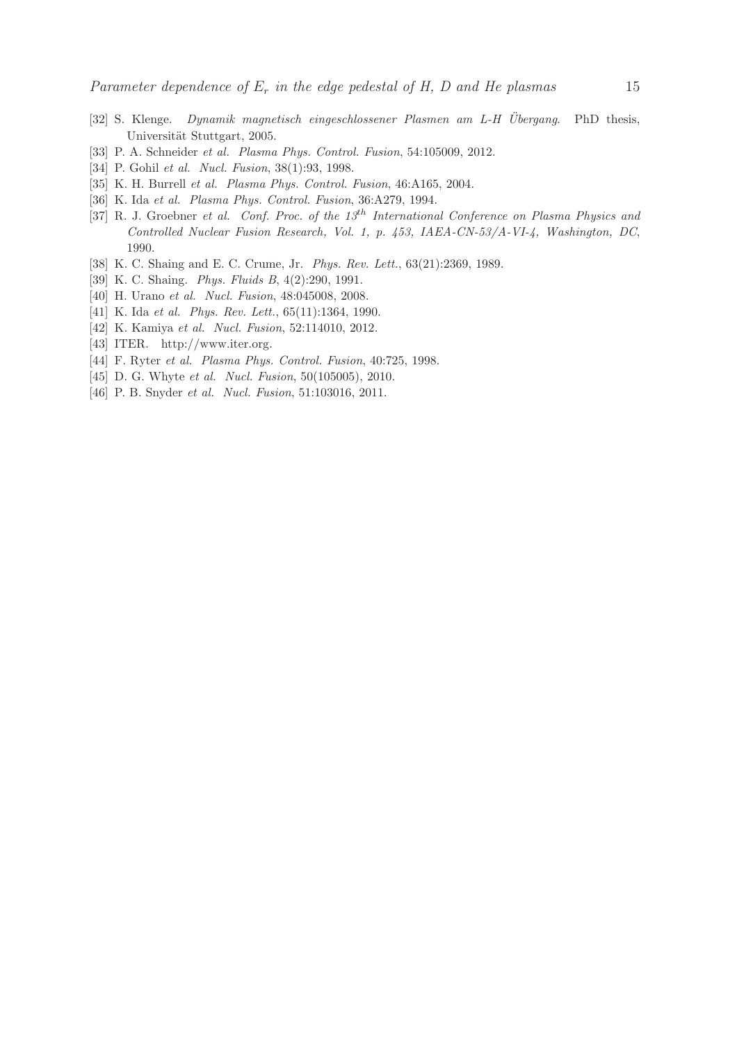[32] S. Klenge. *Dynamik magnetisch eingeschlossener Plasmen am L-H Übergang*. PhD thesis, Universität Stuttgart, 2005.

[33] P. A. Schneider *et al.* *Plasma Phys. Control. Fusion*, 54:105009, 2012.

[34] P. Gohil *et al.* *Nucl. Fusion*, 38(1):93, 1998.

[35] K. H. Burrell *et al.* *Plasma Phys. Control. Fusion*, 46:A165, 2004.

[36] K. Ida *et al.* *Plasma Phys. Control. Fusion*, 36:A279, 1994.

[37] R. J. Groebner *et al.* *Conf. Proc. of the 13th International Conference on Plasma Physics and Controlled Nuclear Fusion Research, Vol. 1, p. 453, IAEA-CN-53/A-VI-4, Washington, DC*, 1990.

[38] K. C. Shaing and E. C. Crume, Jr. *Phys. Rev. Lett.*, 63(21):2369, 1989.

[39] K. C. Shaing. *Phys. Fluids B*, 4(2):290, 1991.

[40] H. Urano *et al.* *Nucl. Fusion*, 48:045008, 2008.

[41] K. Ida *et al.* *Phys. Rev. Lett.*, 65(11):1364, 1990.

[42] K. Kamiya *et al.* *Nucl. Fusion*, 52:114010, 2012.

[43] ITER. http://www.iter.org.

[44] F. Ryter *et al.* *Plasma Phys. Control. Fusion*, 40:725, 1998.

[45] D. G. Whyte *et al.* *Nucl. Fusion*, 50(105005), 2010.

[46] P. B. Snyder *et al.* *Nucl. Fusion*, 51:103016, 2011.